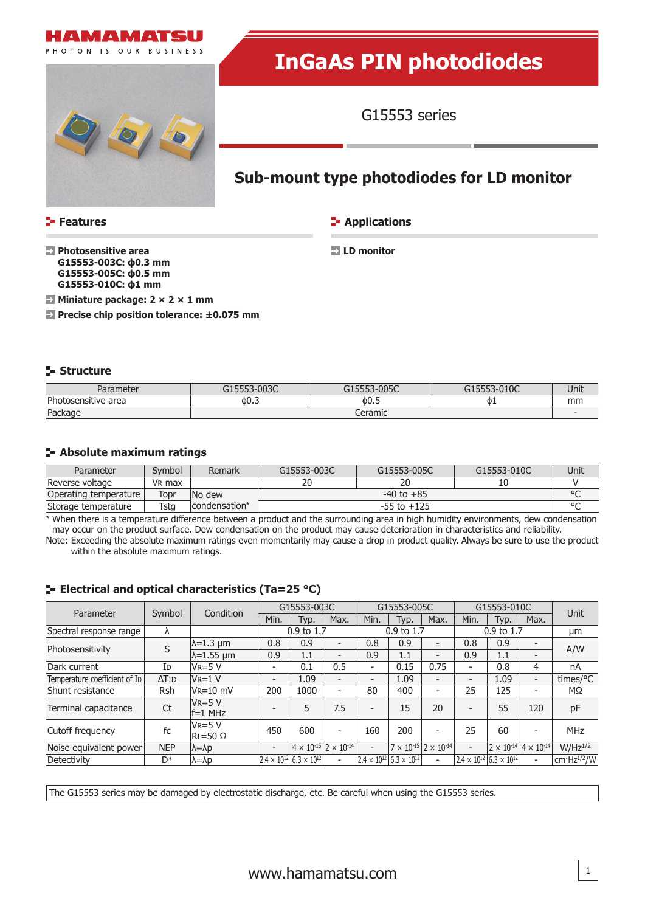# InGaAs PIN photodiodes

G15553 series

## Sub-mount type photodiodes for LD monitor

### Features

- **Photosensitive area**
  **G15553-003C: ϕ0.3 mm**
  **G15553-005C: ϕ0.5 mm**
  **G15553-010C: ϕ1 mm**
- **Miniature package: 2 × 2 × 1 mm**
- **Precise chip position tolerance: ±0.075 mm**

### Applications

- **LD monitor**

### Structure

| Parameter | G15553-003C | G15553-005C | G15553-010C | Unit |
|---|---|---|---|---|
| Photosensitive area | ϕ0.3 | ϕ0.5 | ϕ1 | mm |
| Package | Ceramic | | | - |

### Absolute maximum ratings

| Parameter | Symbol | Remark | G15553-003C | G15553-005C | G15553-010C | Unit |
|---|---|---|---|---|---|---|
| Reverse voltage | VR max | | 20 | 20 | 10 | V |
| Operating temperature | Topr | No dew condensation* | -40 to +85 | | | °C |
| Storage temperature | Tstg | No dew condensation* | -55 to +125 | | | °C |

\* When there is a temperature difference between a product and the surrounding area in high humidity environments, dew condensation may occur on the product surface. Dew condensation on the product may cause deterioration in characteristics and reliability.

Note: Exceeding the absolute maximum ratings even momentarily may cause a drop in product quality. Always be sure to use the product within the absolute maximum ratings.

### Electrical and optical characteristics (Ta=25 °C)

| Parameter | Symbol | Condition | G15553-003C | | | G15553-005C | | | G15553-010C | | | Unit |
|---|---|---|---|---|---|---|---|---|---|---|---|---|
| | | | Min. | Typ. | Max. | Min. | Typ. | Max. | Min. | Typ. | Max. | |
| Spectral response range | λ | | 0.9 to 1.7 | | | 0.9 to 1.7 | | | 0.9 to 1.7 | | | μm |
| Photosensitivity | S | λ=1.3 μm | 0.8 | 0.9 | - | 0.8 | 0.9 | - | 0.8 | 0.9 | - | A/W |
| | | λ=1.55 μm | 0.9 | 1.1 | - | 0.9 | 1.1 | - | 0.9 | 1.1 | - | |
| Dark current | ID | VR=5 V | - | 0.1 | 0.5 | - | 0.15 | 0.75 | - | 0.8 | 4 | nA |
| Temperature coefficient of ID | ΔTID | VR=1 V | - | 1.09 | - | - | 1.09 | - | - | 1.09 | - | times/°C |
| Shunt resistance | Rsh | VR=10 mV | 200 | 1000 | - | 80 | 400 | - | 25 | 125 | - | MΩ |
| Terminal capacitance | Ct | VR=5 V, f=1 MHz | - | 5 | 7.5 | - | 15 | 20 | - | 55 | 120 | pF |
| Cutoff frequency | fc | VR=5 V, RL=50 Ω | 450 | 600 | - | 160 | 200 | - | 25 | 60 | - | MHz |
| Noise equivalent power | NEP | λ=λp | - | $4 \times 10^{-15}$ | $2 \times 10^{-14}$ | - | $7 \times 10^{-15}$ | $2 \times 10^{-14}$ | - | $2 \times 10^{-14}$ | $4 \times 10^{-14}$ | $W/Hz^{1/2}$ |
| Detectivity | D* | λ=λp | $2.4 \times 10^{12}$ | $6.3 \times 10^{12}$ | - | $2.4 \times 10^{12}$ | $6.3 \times 10^{12}$ | - | $2.4 \times 10^{12}$ | $6.3 \times 10^{12}$ | - | $cm \cdot Hz^{1/2}/W$ |

The G15553 series may be damaged by electrostatic discharge, etc. Be careful when using the G15553 series.

www.hamamatsu.com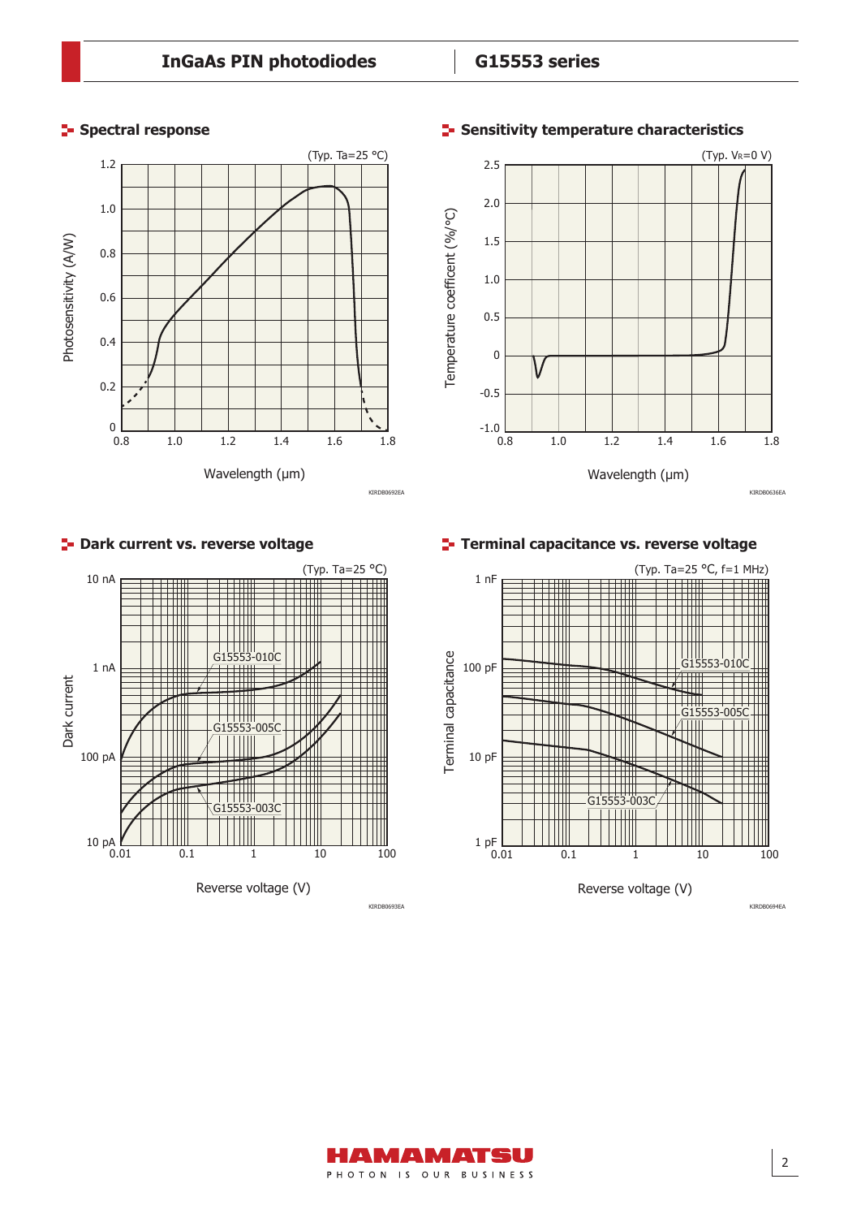## Spectral response

(Typ. Ta=25 °C)

Photosensitivity (A/W)

Wavelength (μm)

KIRDB0692EA

## Sensitivity temperature characteristics

(Typ. $V_R$=0 V)

Temperature coefficent (%/°C)

Wavelength (μm)

KIRDB0636EA

## Dark current vs. reverse voltage

(Typ. Ta=25 °C)

Dark current

Reverse voltage (V)

G15553-010C, G15553-005C, G15553-003C

KIRDB0693EA

## Terminal capacitance vs. reverse voltage

(Typ. Ta=25 °C, f=1 MHz)

Terminal capacitance

Reverse voltage (V)

G15553-010C, G15553-005C, G15553-003C

KIRDB0694EA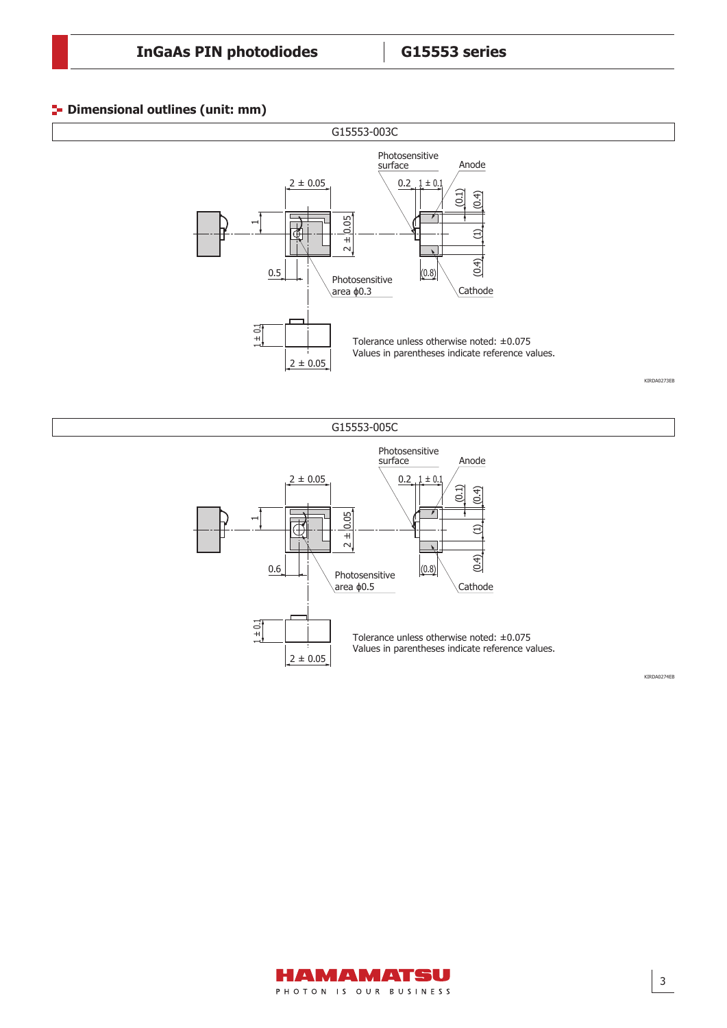## Dimensional outlines (unit: mm)

G15553-003C

Photosensitive surface

Anode

2 ± 0.05

0.2

1 ± 0.1

(0.1)

(0.4)

1

2 ± 0.05

(1)

0.5

Photosensitive area ϕ0.3

(0.8)

(0.4)

Cathode

1 ± 0.1

2 ± 0.05

Tolerance unless otherwise noted: ±0.075
Values in parentheses indicate reference values.

KIRDA0273EB

G15553-005C

Photosensitive surface

Anode

2 ± 0.05

0.2

1 ± 0.1

(0.1)

(0.4)

1

2 ± 0.05

(1)

0.6

Photosensitive area ϕ0.5

(0.8)

(0.4)

Cathode

1 ± 0.1

2 ± 0.05

Tolerance unless otherwise noted: ±0.075
Values in parentheses indicate reference values.

KIRDA0274EB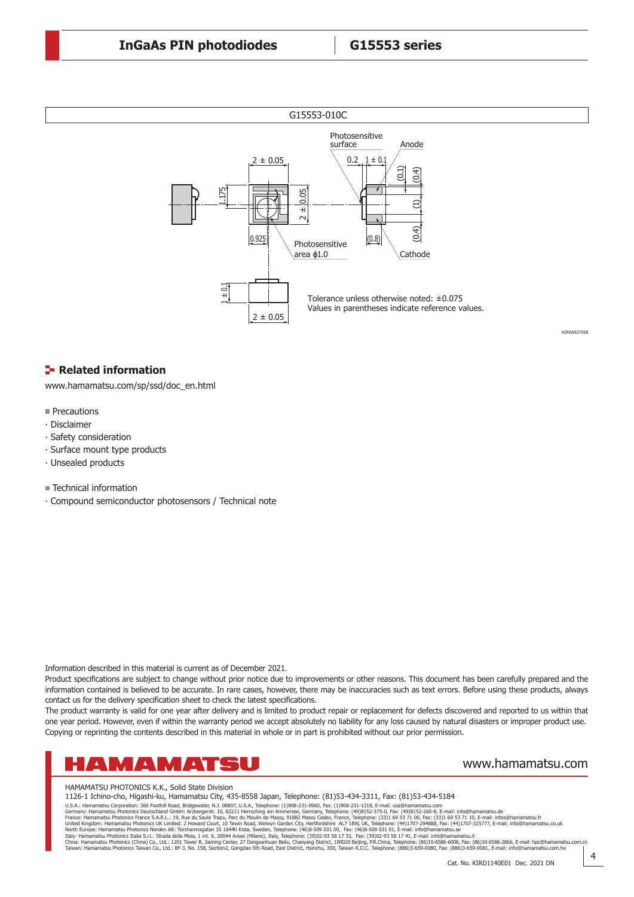G15553-010C

Photosensitive surface

Anode

2 ± 0.05

0.2

1 ± 0.1

(0.1)

(0.4)

1.175

2 ± 0.05

(1)

0.925

Photosensitive area ϕ1.0

(0.8)

(0.4)

Cathode

1 ± 0.1

2 ± 0.05

Tolerance unless otherwise noted: ±0.075
Values in parentheses indicate reference values.

KIRDA0275EB

## Related information

www.hamamatsu.com/sp/ssd/doc_en.html

- Precautions
  - · Disclaimer
  - · Safety consideration
  - · Surface mount type products
  - · Unsealed products

- Technical information
  - · Compound semiconductor photosensors / Technical note

Information described in this material is current as of December 2021.

Product specifications are subject to change without prior notice due to improvements or other reasons. This document has been carefully prepared and the information contained is believed to be accurate. In rare cases, however, there may be inaccuracies such as text errors. Before using these products, always contact us for the delivery specification sheet to check the latest specifications.

The product warranty is valid for one year after delivery and is limited to product repair or replacement for defects discovered and reported to us within that one year period. However, even if within the warranty period we accept absolutely no liability for any loss caused by natural disasters or improper product use. Copying or reprinting the contents described in this material in whole or in part is prohibited without our prior permission.

HAMAMATSU

www.hamamatsu.com

HAMAMATSU PHOTONICS K.K., Solid State Division
1126-1 Ichino-cho, Higashi-ku, Hamamatsu City, 435-8558 Japan, Telephone: (81)53-434-3311, Fax: (81)53-434-5184

U.S.A.: Hamamatsu Corporation: 360 Foothill Road, Bridgewater, N.J. 08807, U.S.A., Telephone: (1)908-231-0960, Fax: (1)908-231-1218, E-mail: usa@hamamatsu.com
Germany: Hamamatsu Photonics Deutschland GmbH: Arzbergerstr. 10, 82211 Herrsching am Ammersee, Germany, Telephone: (49)8152-375-0, Fax: (49)8152-265-8, E-mail: info@hamamatsu.de
France: Hamamatsu Photonics France S.A.R.L.: 19, Rue du Saule Trapu, Parc du Moulin de Massy, 91882 Massy Cedex, France, Telephone: (33)1 69 53 71 00, Fax: (33)1 69 53 71 10, E-mail: infos@hamamatsu.fr
United Kingdom: Hamamatsu Photonics UK Limited: 2 Howard Court, 10 Tewin Road, Welwyn Garden City, Hertfordshire AL7 1BW, UK, Telephone: (44)1707-294888, Fax: (44)1707-325777, E-mail: info@hamamatsu.co.uk
North Europe: Hamamatsu Photonics Norden AB: Torshamnsgatan 35 16440 Kista, Sweden, Telephone: (46)8-509 031 00, Fax: (46)8-509 031 01, E-mail: info@hamamatsu.se
Italy: Hamamatsu Photonics Italia S.r.l.: Strada della Moia, 1 int. 6, 20044 Arese (Milano), Italy, Telephone: (39)02-93 58 17 33, Fax: (39)02-93 58 17 41, E-mail: info@hamamatsu.it
China: Hamamatsu Photonics (China) Co., Ltd.: 1201 Tower B, Jiaming Center, 27 Dongsanhuan Beilu, Chaoyang District, 100020 Beijing, P.R.China, Telephone: (86)10-6586-6006, Fax: (86)10-6586-2866, E-mail: hpc@hamamatsu.com.cn
Taiwan: Hamamatsu Photonics Taiwan Co., Ltd.: 8F-3, No. 158, Section2, Gongdao 5th Road, East District, Hsinchu, 300, Taiwan R.O.C. Telephone: (886)3-659-0080, Fax: (886)3-659-0081, E-mail: info@hamamatsu.com.tw

Cat. No. KIRD1140E01 Dec. 2021 DN